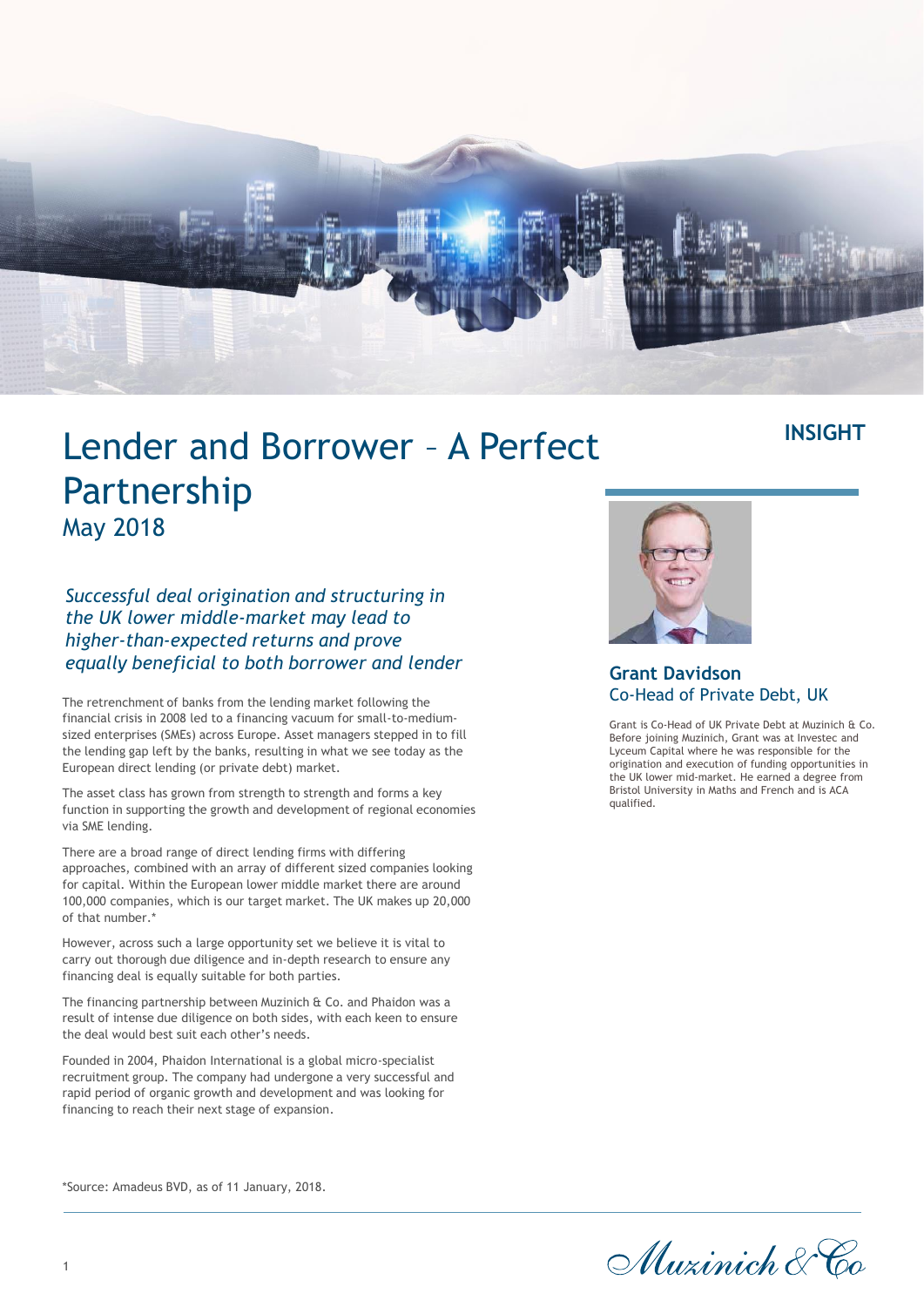INSIGHT

# Lender and Borrower – A Perfect Partnership

May 2018

*Successful deal origination and structuring in the UK lower middle-market may lead to higher-than-expected returns and prove equally beneficial to both borrower and lender*

The retrenchment of banks from the lending market following the financial crisis in 2008 led to a financing vacuum for small-to-medium-sized enterprises (SMEs) across Europe. Asset managers stepped in to fill the lending gap left by the banks, resulting in what we see today as the European direct lending (or private debt) market.

The asset class has grown from strength to strength and forms a key function in supporting the growth and development of regional economies via SME lending.

There are a broad range of direct lending firms with differing approaches, combined with an array of different sized companies looking for capital. Within the European lower middle market there are around 100,000 companies, which is our target market. The UK makes up 20,000 of that number.*

However, across such a large opportunity set we believe it is vital to carry out thorough due diligence and in-depth research to ensure any financing deal is equally suitable for both parties.

The financing partnership between Muzinich & Co. and Phaidon was a result of intense due diligence on both sides, with each keen to ensure the deal would best suit each other's needs.

Founded in 2004, Phaidon International is a global micro-specialist recruitment group. The company had undergone a very successful and rapid period of organic growth and development and was looking for financing to reach their next stage of expansion.

**Grant Davidson**
Co-Head of Private Debt, UK

Grant is Co-Head of UK Private Debt at Muzinich & Co. Before joining Muzinich, Grant was at Investec and Lyceum Capital where he was responsible for the origination and execution of funding opportunities in the UK lower mid-market. He earned a degree from Bristol University in Maths and French and is ACA qualified.

*Source: Amadeus BVD, as of 11 January, 2018.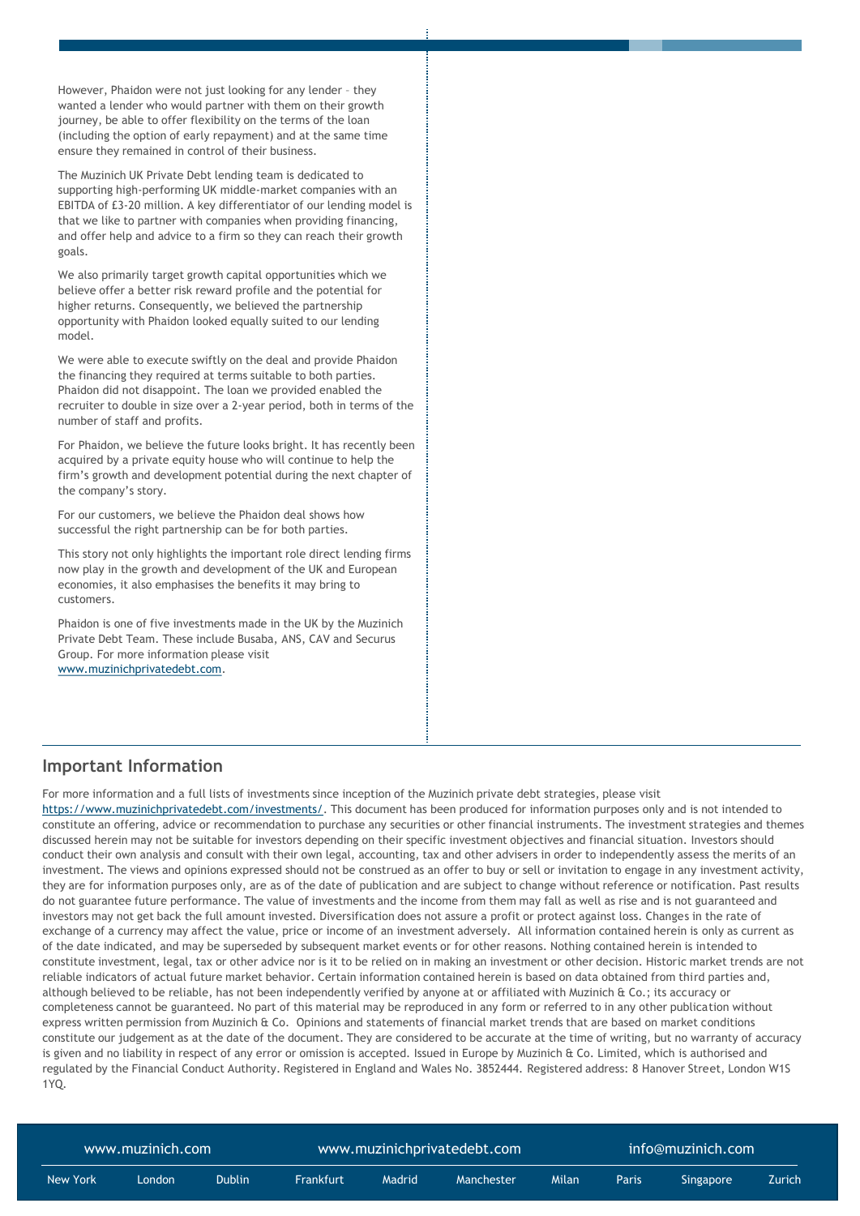However, Phaidon were not just looking for any lender – they wanted a lender who would partner with them on their growth journey, be able to offer flexibility on the terms of the loan (including the option of early repayment) and at the same time ensure they remained in control of their business.

The Muzinich UK Private Debt lending team is dedicated to supporting high-performing UK middle-market companies with an EBITDA of £3-20 million. A key differentiator of our lending model is that we like to partner with companies when providing financing, and offer help and advice to a firm so they can reach their growth goals.

We also primarily target growth capital opportunities which we believe offer a better risk reward profile and the potential for higher returns. Consequently, we believed the partnership opportunity with Phaidon looked equally suited to our lending model.

We were able to execute swiftly on the deal and provide Phaidon the financing they required at terms suitable to both parties. Phaidon did not disappoint. The loan we provided enabled the recruiter to double in size over a 2-year period, both in terms of the number of staff and profits.

For Phaidon, we believe the future looks bright. It has recently been acquired by a private equity house who will continue to help the firm's growth and development potential during the next chapter of the company's story.

For our customers, we believe the Phaidon deal shows how successful the right partnership can be for both parties.

This story not only highlights the important role direct lending firms now play in the growth and development of the UK and European economies, it also emphasises the benefits it may bring to customers.

Phaidon is one of five investments made in the UK by the Muzinich Private Debt Team. These include Busaba, ANS, CAV and Securus Group. For more information please visit www.muzinichprivatedebt.com.

## Important Information

For more information and a full lists of investments since inception of the Muzinich private debt strategies, please visit https://www.muzinichprivatedebt.com/investments/. This document has been produced for information purposes only and is not intended to constitute an offering, advice or recommendation to purchase any securities or other financial instruments. The investment strategies and themes discussed herein may not be suitable for investors depending on their specific investment objectives and financial situation. Investors should conduct their own analysis and consult with their own legal, accounting, tax and other advisers in order to independently assess the merits of an investment. The views and opinions expressed should not be construed as an offer to buy or sell or invitation to engage in any investment activity, they are for information purposes only, are as of the date of publication and are subject to change without reference or notification. Past results do not guarantee future performance. The value of investments and the income from them may fall as well as rise and is not guaranteed and investors may not get back the full amount invested. Diversification does not assure a profit or protect against loss. Changes in the rate of exchange of a currency may affect the value, price or income of an investment adversely. All information contained herein is only as current as of the date indicated, and may be superseded by subsequent market events or for other reasons. Nothing contained herein is intended to constitute investment, legal, tax or other advice nor is it to be relied on in making an investment or other decision. Historic market trends are not reliable indicators of actual future market behavior. Certain information contained herein is based on data obtained from third parties and, although believed to be reliable, has not been independently verified by anyone at or affiliated with Muzinich & Co.; its accuracy or completeness cannot be guaranteed. No part of this material may be reproduced in any form or referred to in any other publication without express written permission from Muzinich & Co. Opinions and statements of financial market trends that are based on market conditions constitute our judgement as at the date of the document. They are considered to be accurate at the time of writing, but no warranty of accuracy is given and no liability in respect of any error or omission is accepted. Issued in Europe by Muzinich & Co. Limited, which is authorised and regulated by the Financial Conduct Authority. Registered in England and Wales No. 3852444. Registered address: 8 Hanover Street, London W1S 1YQ.

www.muzinich.com www.muzinichprivatedebt.com info@muzinich.com

New York London Dublin Frankfurt Madrid Manchester Milan Paris Singapore Zurich